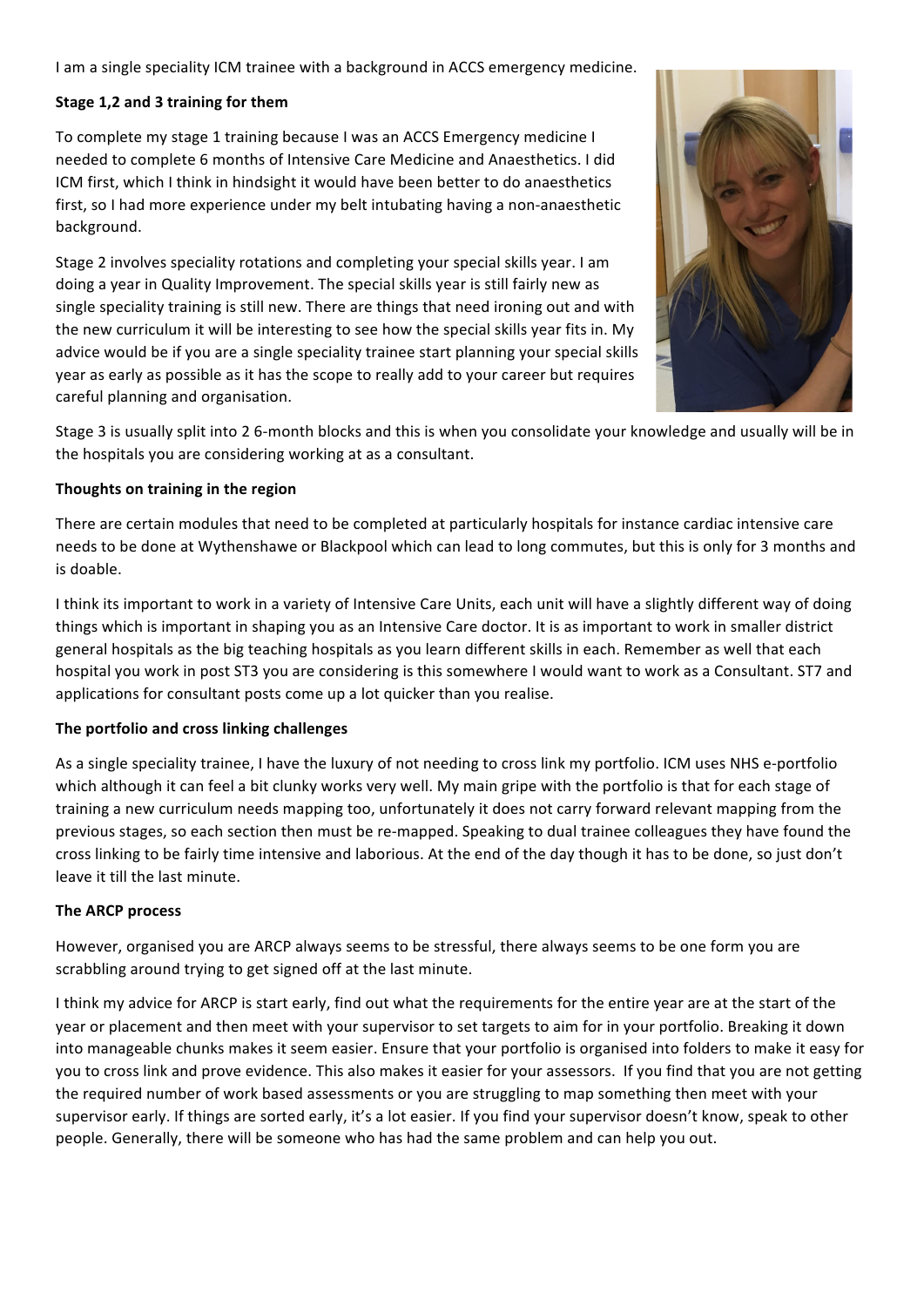I am a single speciality ICM trainee with a background in ACCS emergency medicine.

**Stage 1,2 and 3 training for them**

To complete my stage 1 training because I was an ACCS Emergency medicine I needed to complete 6 months of Intensive Care Medicine and Anaesthetics. I did ICM first, which I think in hindsight it would have been better to do anaesthetics first, so I had more experience under my belt intubating having a non-anaesthetic background.

Stage 2 involves speciality rotations and completing your special skills year. I am doing a year in Quality Improvement. The special skills year is still fairly new as single speciality training is still new. There are things that need ironing out and with the new curriculum it will be interesting to see how the special skills year fits in. My advice would be if you are a single speciality trainee start planning your special skills year as early as possible as it has the scope to really add to your career but requires careful planning and organisation.

Stage 3 is usually split into 2 6-month blocks and this is when you consolidate your knowledge and usually will be in the hospitals you are considering working at as a consultant.

**Thoughts on training in the region**

There are certain modules that need to be completed at particularly hospitals for instance cardiac intensive care needs to be done at Wythenshawe or Blackpool which can lead to long commutes, but this is only for 3 months and is doable.

I think its important to work in a variety of Intensive Care Units, each unit will have a slightly different way of doing things which is important in shaping you as an Intensive Care doctor. It is as important to work in smaller district general hospitals as the big teaching hospitals as you learn different skills in each. Remember as well that each hospital you work in post ST3 you are considering is this somewhere I would want to work as a Consultant. ST7 and applications for consultant posts come up a lot quicker than you realise.

**The portfolio and cross linking challenges**

As a single speciality trainee, I have the luxury of not needing to cross link my portfolio. ICM uses NHS e-portfolio which although it can feel a bit clunky works very well. My main gripe with the portfolio is that for each stage of training a new curriculum needs mapping too, unfortunately it does not carry forward relevant mapping from the previous stages, so each section then must be re-mapped. Speaking to dual trainee colleagues they have found the cross linking to be fairly time intensive and laborious. At the end of the day though it has to be done, so just don't leave it till the last minute.

**The ARCP process**

However, organised you are ARCP always seems to be stressful, there always seems to be one form you are scrabbling around trying to get signed off at the last minute.

I think my advice for ARCP is start early, find out what the requirements for the entire year are at the start of the year or placement and then meet with your supervisor to set targets to aim for in your portfolio. Breaking it down into manageable chunks makes it seem easier. Ensure that your portfolio is organised into folders to make it easy for you to cross link and prove evidence. This also makes it easier for your assessors. If you find that you are not getting the required number of work based assessments or you are struggling to map something then meet with your supervisor early. If things are sorted early, it's a lot easier. If you find your supervisor doesn't know, speak to other people. Generally, there will be someone who has had the same problem and can help you out.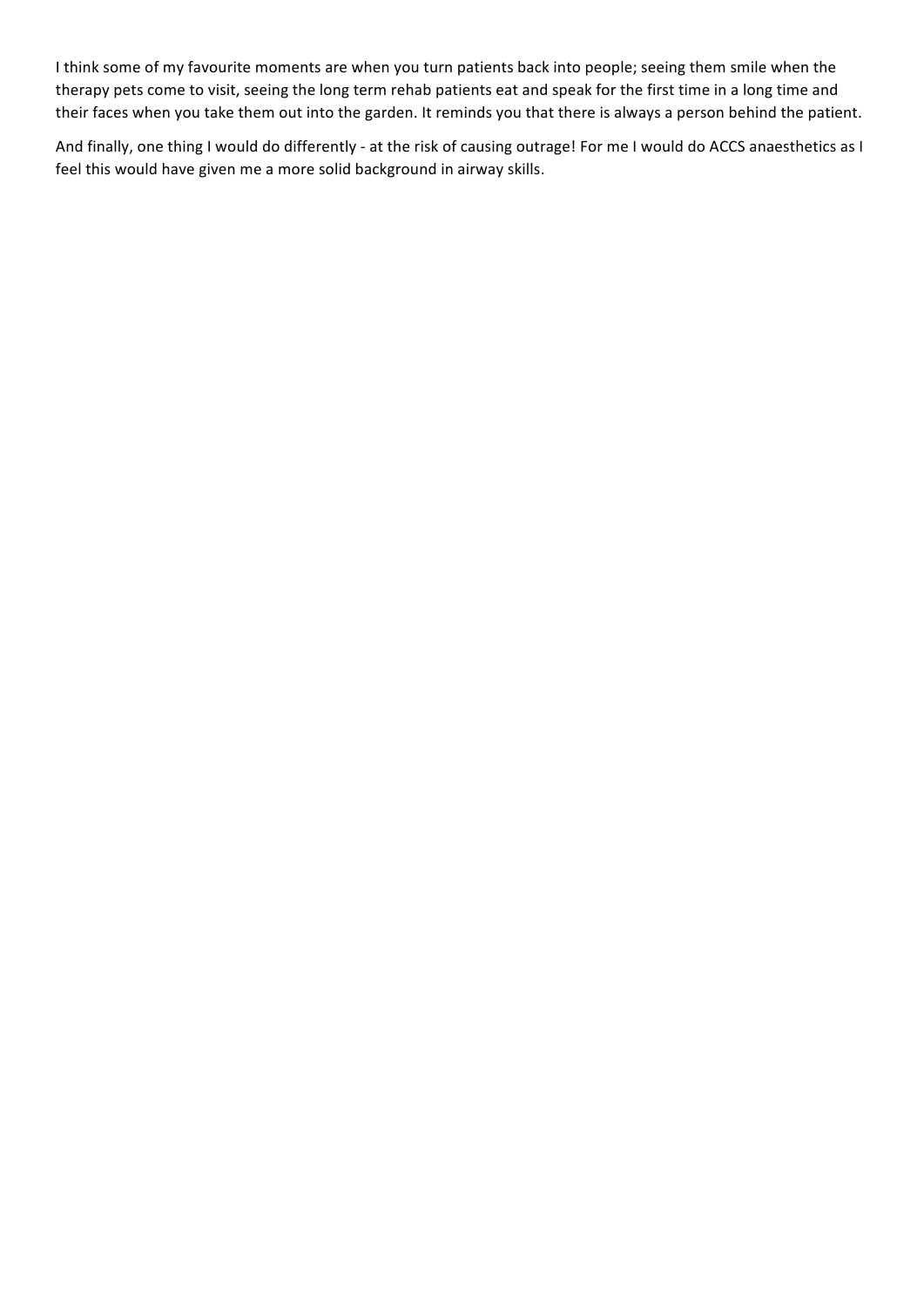I think some of my favourite moments are when you turn patients back into people; seeing them smile when the therapy pets come to visit, seeing the long term rehab patients eat and speak for the first time in a long time and their faces when you take them out into the garden. It reminds you that there is always a person behind the patient.

And finally, one thing I would do differently - at the risk of causing outrage! For me I would do ACCS anaesthetics as I feel this would have given me a more solid background in airway skills.